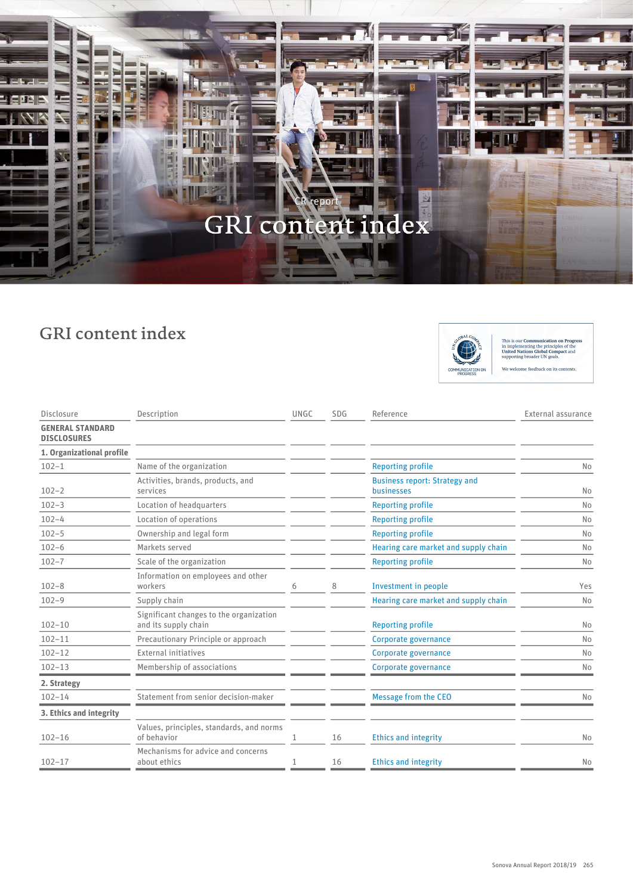CR report

# GRI content index

## GRI content index

This is our Communication on Progress in implementing the principles of the United Nations Global Compact and supporting broader UN goals.

We welcome feedback on its contents.

| Disclosure | Description | UNGC | SDG | Reference | External assurance |
|---|---|---|---|---|---|
| **GENERAL STANDARD DISCLOSURES** | | | | | |
| **1. Organizational profile** | | | | | |
| 102–1 | Name of the organization | | | Reporting profile | No |
| 102–2 | Activities, brands, products, and services | | | Business report: Strategy and businesses | No |
| 102–3 | Location of headquarters | | | Reporting profile | No |
| 102–4 | Location of operations | | | Reporting profile | No |
| 102–5 | Ownership and legal form | | | Reporting profile | No |
| 102–6 | Markets served | | | Hearing care market and supply chain | No |
| 102–7 | Scale of the organization | | | Reporting profile | No |
| 102–8 | Information on employees and other workers | 6 | 8 | Investment in people | Yes |
| 102–9 | Supply chain | | | Hearing care market and supply chain | No |
| 102–10 | Significant changes to the organization and its supply chain | | | Reporting profile | No |
| 102–11 | Precautionary Principle or approach | | | Corporate governance | No |
| 102–12 | External initiatives | | | Corporate governance | No |
| 102–13 | Membership of associations | | | Corporate governance | No |
| **2. Strategy** | | | | | |
| 102–14 | Statement from senior decision-maker | | | Message from the CEO | No |
| **3. Ethics and integrity** | | | | | |
| 102–16 | Values, principles, standards, and norms of behavior | 1 | 16 | Ethics and integrity | No |
| 102–17 | Mechanisms for advice and concerns about ethics | 1 | 16 | Ethics and integrity | No |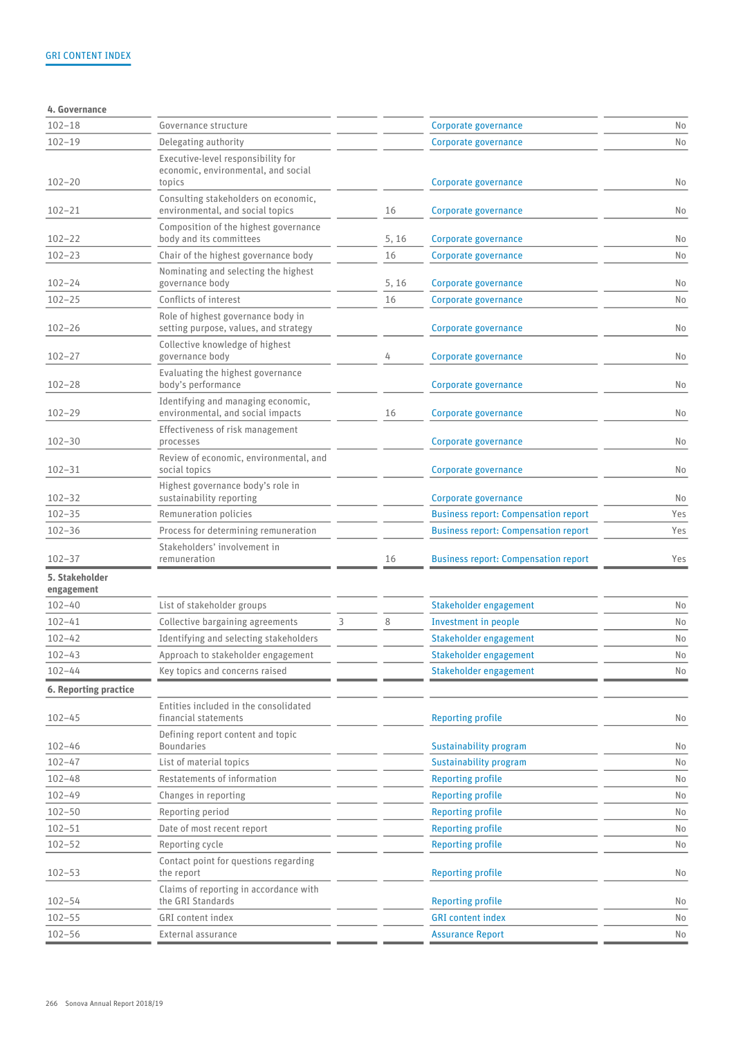| 4. Governance | | | | | |
|---|---|---|---|---|---|
| 102–18 | Governance structure | | | Corporate governance | No |
| 102–19 | Delegating authority | | | Corporate governance | No |
| 102–20 | Executive-level responsibility for economic, environmental, and social topics | | | Corporate governance | No |
| 102–21 | Consulting stakeholders on economic, environmental, and social topics | | 16 | Corporate governance | No |
| 102–22 | Composition of the highest governance body and its committees | | 5, 16 | Corporate governance | No |
| 102–23 | Chair of the highest governance body | | 16 | Corporate governance | No |
| 102–24 | Nominating and selecting the highest governance body | | 5, 16 | Corporate governance | No |
| 102–25 | Conflicts of interest | | 16 | Corporate governance | No |
| 102–26 | Role of highest governance body in setting purpose, values, and strategy | | | Corporate governance | No |
| 102–27 | Collective knowledge of highest governance body | | 4 | Corporate governance | No |
| 102–28 | Evaluating the highest governance body's performance | | | Corporate governance | No |
| 102–29 | Identifying and managing economic, environmental, and social impacts | | 16 | Corporate governance | No |
| 102–30 | Effectiveness of risk management processes | | | Corporate governance | No |
| 102–31 | Review of economic, environmental, and social topics | | | Corporate governance | No |
| 102–32 | Highest governance body's role in sustainability reporting | | | Corporate governance | No |
| 102–35 | Remuneration policies | | | Business report: Compensation report | Yes |
| 102–36 | Process for determining remuneration | | | Business report: Compensation report | Yes |
| 102–37 | Stakeholders' involvement in remuneration | | 16 | Business report: Compensation report | Yes |
| **5. Stakeholder engagement** | | | | | |
| 102–40 | List of stakeholder groups | | | Stakeholder engagement | No |
| 102–41 | Collective bargaining agreements | 3 | 8 | Investment in people | No |
| 102–42 | Identifying and selecting stakeholders | | | Stakeholder engagement | No |
| 102–43 | Approach to stakeholder engagement | | | Stakeholder engagement | No |
| 102–44 | Key topics and concerns raised | | | Stakeholder engagement | No |
| **6. Reporting practice** | | | | | |
| 102–45 | Entities included in the consolidated financial statements | | | Reporting profile | No |
| 102–46 | Defining report content and topic Boundaries | | | Sustainability program | No |
| 102–47 | List of material topics | | | Sustainability program | No |
| 102–48 | Restatements of information | | | Reporting profile | No |
| 102–49 | Changes in reporting | | | Reporting profile | No |
| 102–50 | Reporting period | | | Reporting profile | No |
| 102–51 | Date of most recent report | | | Reporting profile | No |
| 102–52 | Reporting cycle | | | Reporting profile | No |
| 102–53 | Contact point for questions regarding the report | | | Reporting profile | No |
| 102–54 | Claims of reporting in accordance with the GRI Standards | | | Reporting profile | No |
| 102–55 | GRI content index | | | GRI content index | No |
| 102–56 | External assurance | | | Assurance Report | No |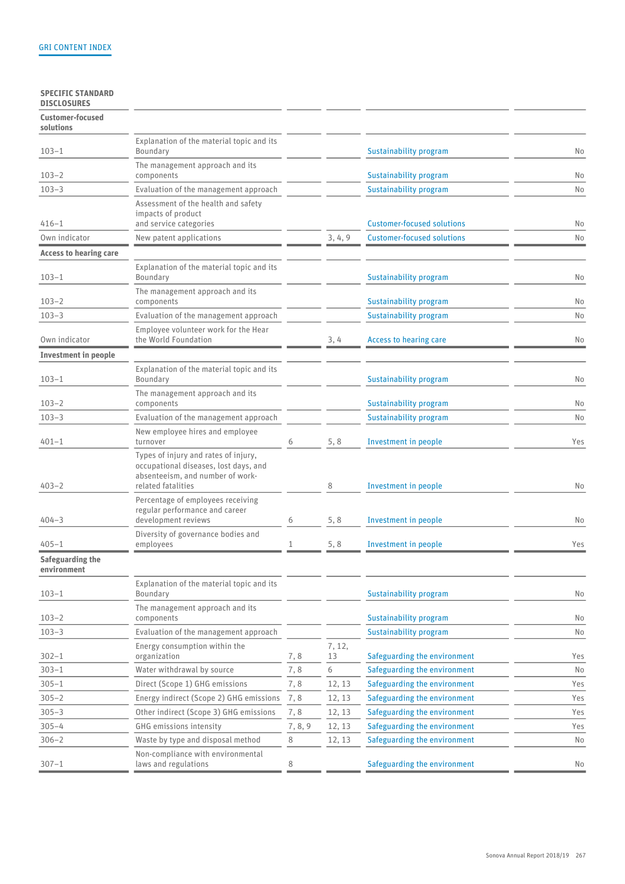GRI CONTENT INDEX

| SPECIFIC STANDARD DISCLOSURES | | | | | |
|---|---|---|---|---|---|
| **Customer-focused solutions** | | | | | |
| 103–1 | Explanation of the material topic and its Boundary | | | Sustainability program | No |
| 103–2 | The management approach and its components | | | Sustainability program | No |
| 103–3 | Evaluation of the management approach | | | Sustainability program | No |
| 416–1 | Assessment of the health and safety impacts of product and service categories | | | Customer-focused solutions | No |
| Own indicator | New patent applications | | 3, 4, 9 | Customer-focused solutions | No |
| **Access to hearing care** | | | | | |
| 103–1 | Explanation of the material topic and its Boundary | | | Sustainability program | No |
| 103–2 | The management approach and its components | | | Sustainability program | No |
| 103–3 | Evaluation of the management approach | | | Sustainability program | No |
| Own indicator | Employee volunteer work for the Hear the World Foundation | | 3, 4 | Access to hearing care | No |
| **Investment in people** | | | | | |
| 103–1 | Explanation of the material topic and its Boundary | | | Sustainability program | No |
| 103–2 | The management approach and its components | | | Sustainability program | No |
| 103–3 | Evaluation of the management approach | | | Sustainability program | No |
| 401–1 | New employee hires and employee turnover | 6 | 5, 8 | Investment in people | Yes |
| 403–2 | Types of injury and rates of injury, occupational diseases, lost days, and absenteeism, and number of work-related fatalities | | 8 | Investment in people | No |
| 404–3 | Percentage of employees receiving regular performance and career development reviews | 6 | 5, 8 | Investment in people | No |
| 405–1 | Diversity of governance bodies and employees | 1 | 5, 8 | Investment in people | Yes |
| **Safeguarding the environment** | | | | | |
| 103–1 | Explanation of the material topic and its Boundary | | | Sustainability program | No |
| 103–2 | The management approach and its components | | | Sustainability program | No |
| 103–3 | Evaluation of the management approach | | | Sustainability program | No |
| 302–1 | Energy consumption within the organization | 7, 8 | 7, 12, 13 | Safeguarding the environment | Yes |
| 303–1 | Water withdrawal by source | 7, 8 | 6 | Safeguarding the environment | No |
| 305–1 | Direct (Scope 1) GHG emissions | 7, 8 | 12, 13 | Safeguarding the environment | Yes |
| 305–2 | Energy indirect (Scope 2) GHG emissions | 7, 8 | 12, 13 | Safeguarding the environment | Yes |
| 305–3 | Other indirect (Scope 3) GHG emissions | 7, 8 | 12, 13 | Safeguarding the environment | Yes |
| 305–4 | GHG emissions intensity | 7, 8, 9 | 12, 13 | Safeguarding the environment | Yes |
| 306–2 | Waste by type and disposal method | 8 | 12, 13 | Safeguarding the environment | No |
| 307–1 | Non-compliance with environmental laws and regulations | 8 | | Safeguarding the environment | No |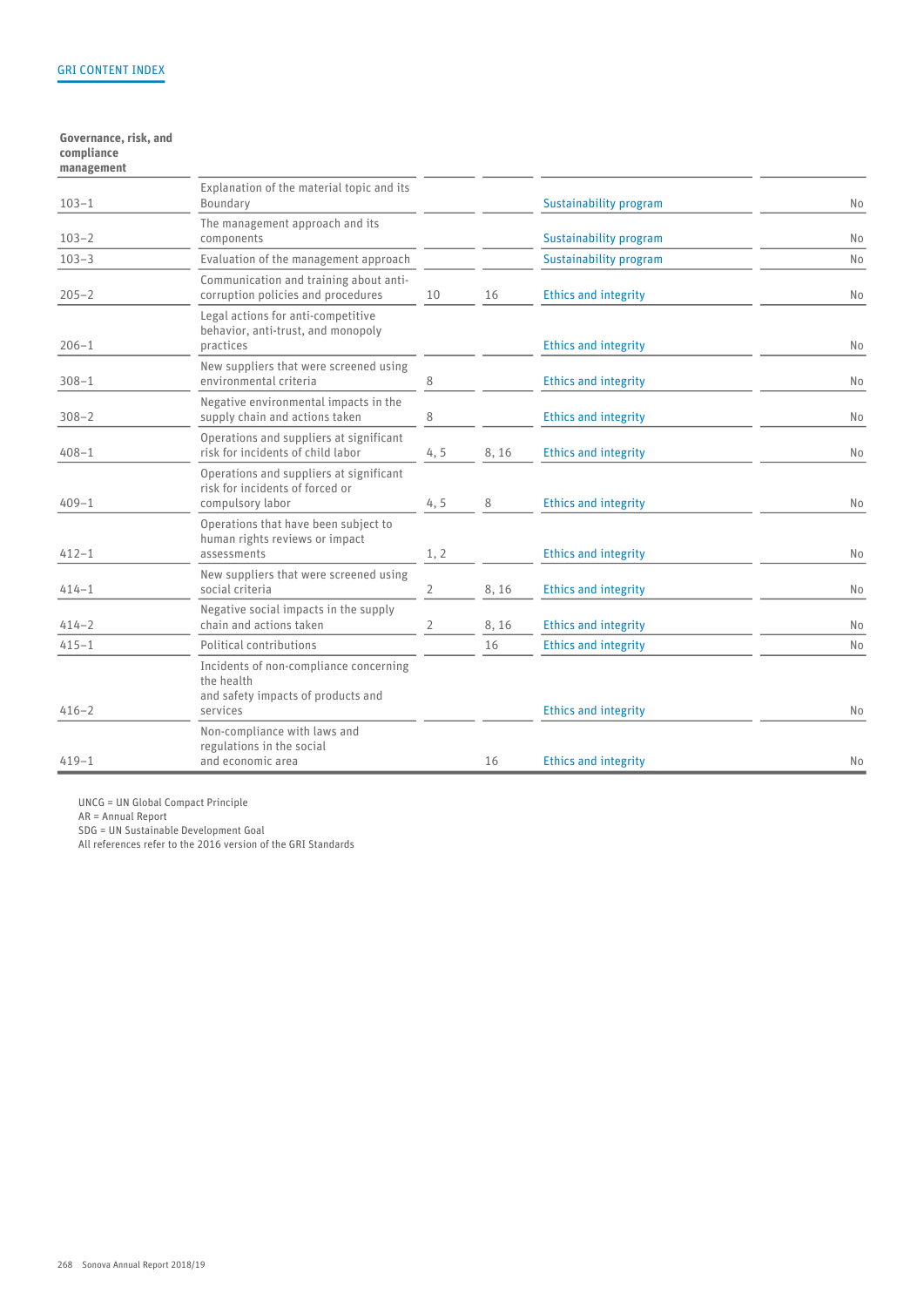GRI CONTENT INDEX

| Governance, risk, and compliance management | | | | | |
|---|---|---|---|---|---|
| 103–1 | Explanation of the material topic and its Boundary | | | Sustainability program | No |
| 103–2 | The management approach and its components | | | Sustainability program | No |
| 103–3 | Evaluation of the management approach | | | Sustainability program | No |
| 205–2 | Communication and training about anti-corruption policies and procedures | 10 | 16 | Ethics and integrity | No |
| 206–1 | Legal actions for anti-competitive behavior, anti-trust, and monopoly practices | | | Ethics and integrity | No |
| 308–1 | New suppliers that were screened using environmental criteria | 8 | | Ethics and integrity | No |
| 308–2 | Negative environmental impacts in the supply chain and actions taken | 8 | | Ethics and integrity | No |
| 408–1 | Operations and suppliers at significant risk for incidents of child labor | 4, 5 | 8, 16 | Ethics and integrity | No |
| 409–1 | Operations and suppliers at significant risk for incidents of forced or compulsory labor | 4, 5 | 8 | Ethics and integrity | No |
| 412–1 | Operations that have been subject to human rights reviews or impact assessments | 1, 2 | | Ethics and integrity | No |
| 414–1 | New suppliers that were screened using social criteria | 2 | 8, 16 | Ethics and integrity | No |
| 414–2 | Negative social impacts in the supply chain and actions taken | 2 | 8, 16 | Ethics and integrity | No |
| 415–1 | Political contributions | | 16 | Ethics and integrity | No |
| 416–2 | Incidents of non-compliance concerning the health and safety impacts of products and services | | | Ethics and integrity | No |
| 419–1 | Non-compliance with laws and regulations in the social and economic area | | 16 | Ethics and integrity | No |

UNCG = UN Global Compact Principle
AR = Annual Report
SDG = UN Sustainable Development Goal
All references refer to the 2016 version of the GRI Standards